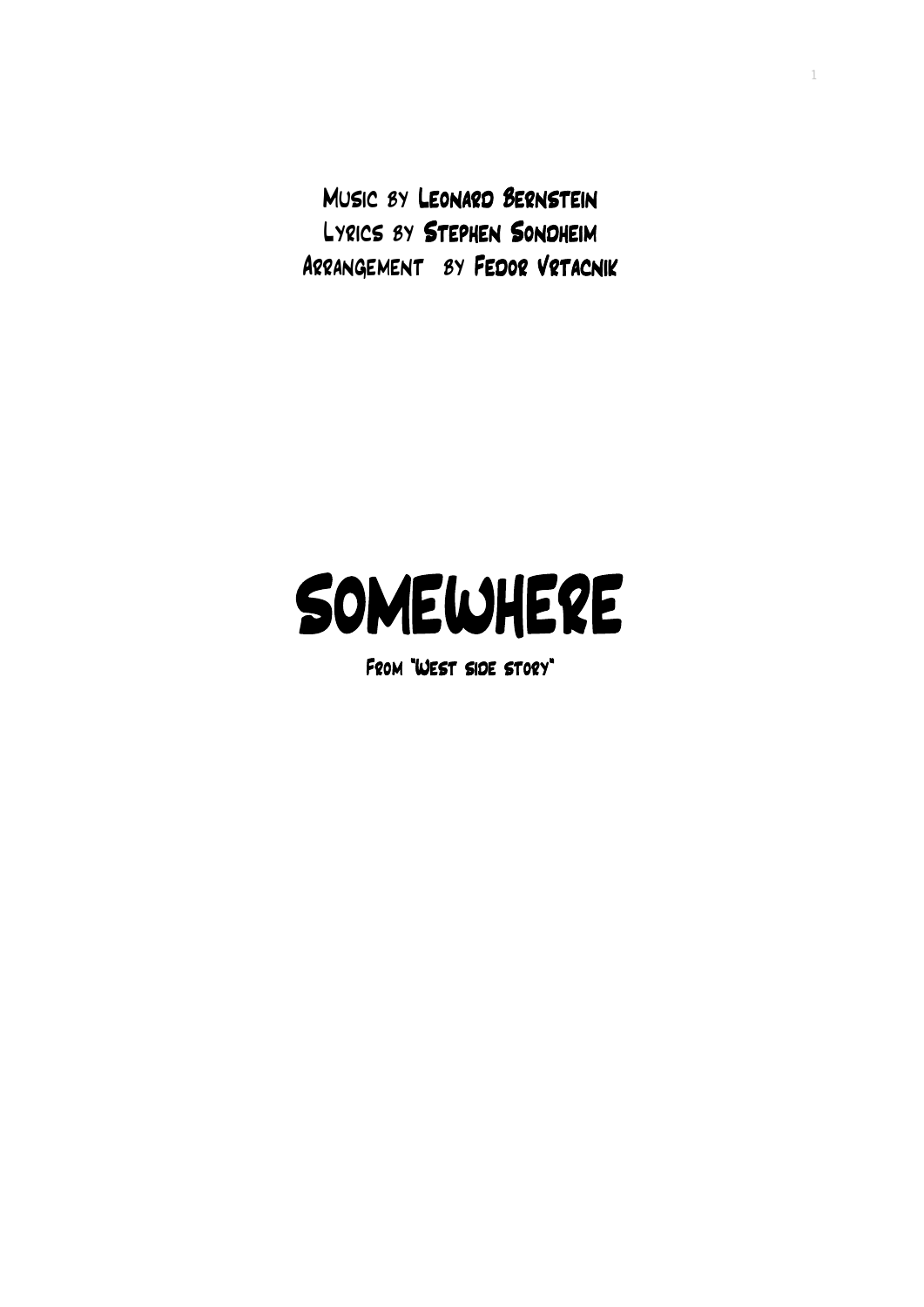Music by Leonard Bernstein
Lyrics by Stephen Sondheim
Arrangement by Fedor Vrtacnik

# Somewhere

From "West side story"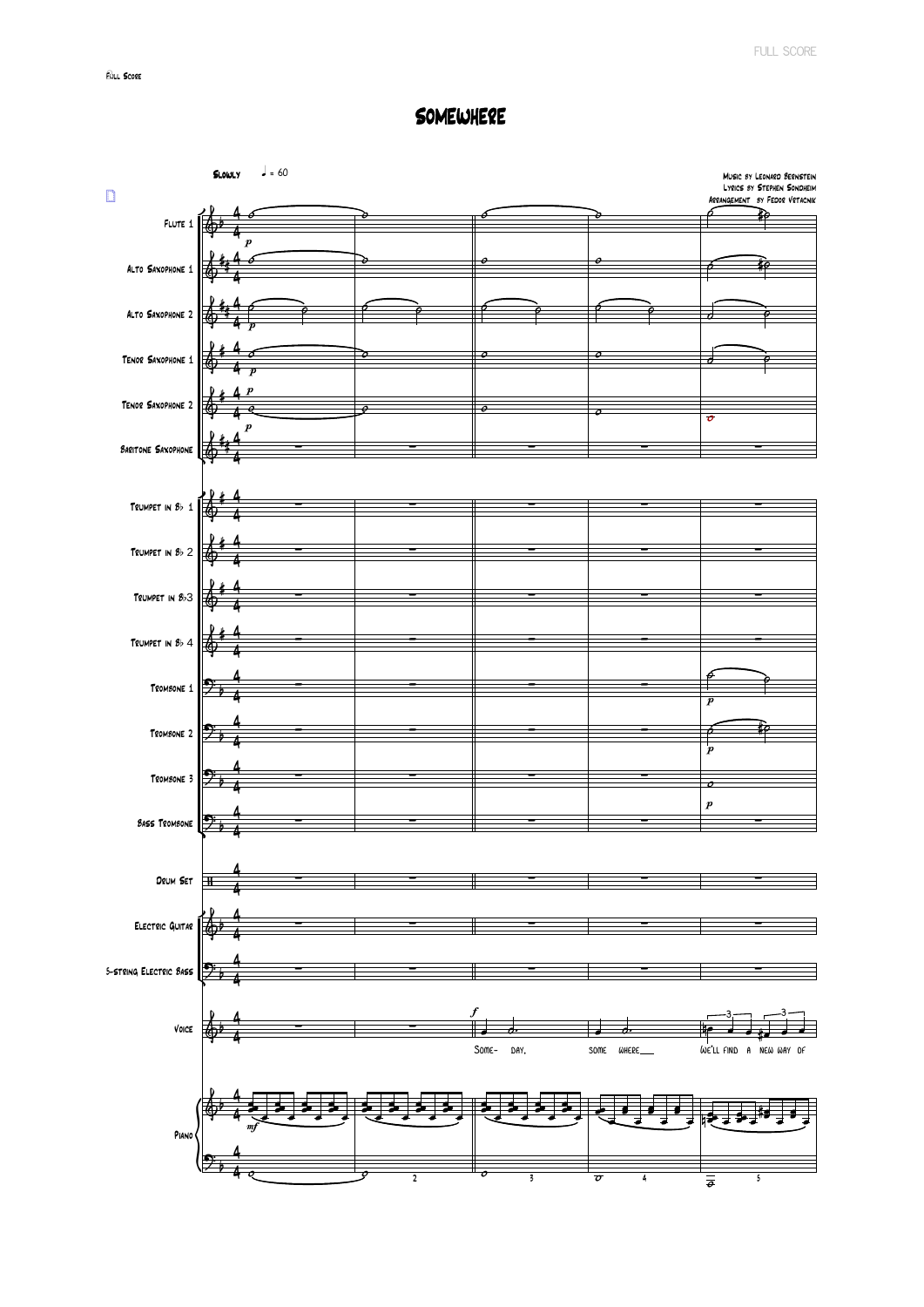# Somewhere

Music by Leonard Bernstein
Lyrics by Stephen Sondheim
Arrangement by Fedor Vrtacnik

Slowly ♩ = 60

Flute 1
Alto Saxophone 1
Alto Saxophone 2
Tenor Saxophone 1
Tenor Saxophone 2
Baritone Saxophone
Trumpet in B♭ 1
Trumpet in B♭ 2
Trumpet in B♭3
Trumpet in B♭ 4
Trombone 1
Trombone 2
Trombone 3
Bass Trombone
Drum Set
Electric Guitar
5-string Electric Bass
Voice
Piano

Some- day, some where___ we'll find a new way of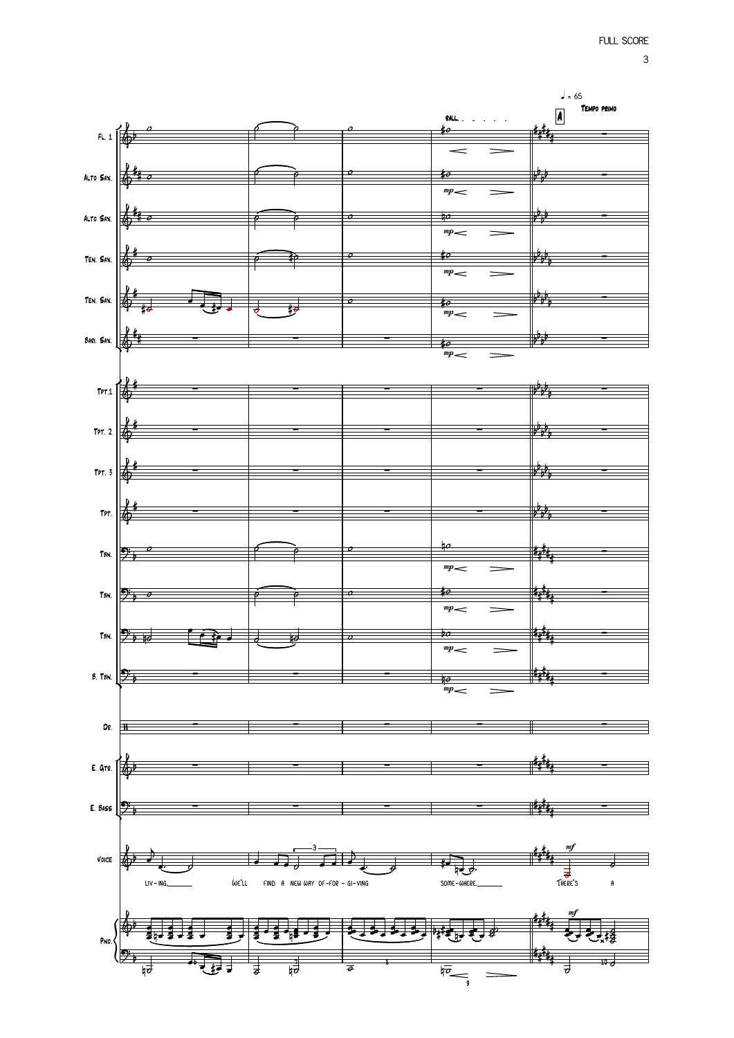♩ = 65

**A**

Tempo primo

rall. . . . . .

Fl. 1

Alto Sax.

Alto Sax.

Ten. Sax.

Ten. Sax.

Bari. Sax.

Tpt.1

Tpt. 2

Tpt. 3

Tpt.

Tbn.

Tbn.

Tbn.

B. Tbn.

Dr.

E. Gtr.

E. Bass

Voice

Pno.

mp

mf

liv - ing. We'll find a new way of - for - gi - ving some - where. There's a